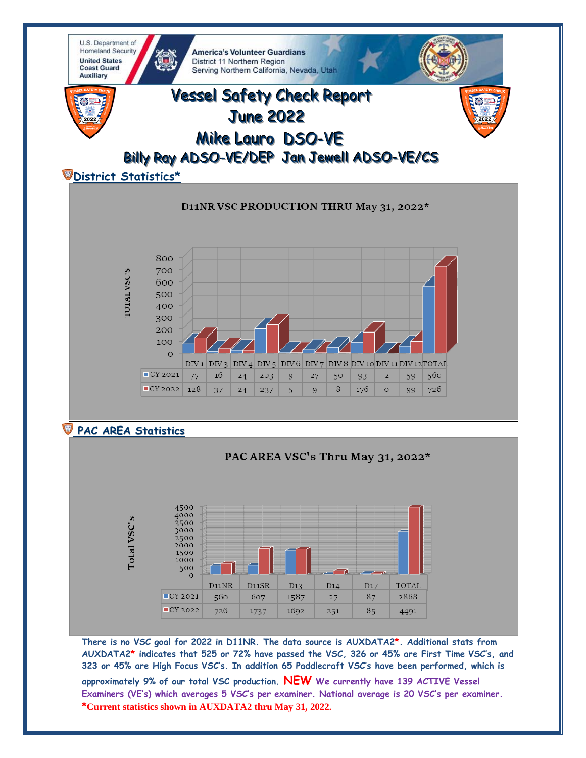U.S. Department of Homeland Security
United States Coast Guard Auxiliary

America's Volunteer Guardians
District 11 Northern Region
Serving Northern California, Nevada, Utah

# Vessel Safety Check Report
# June 2022
## Mike Lauro DSO-VE
## Billy Ray ADSO-VE/DEP Jan Jewell ADSO-VE/CS

### District Statistics*

**D11NR VSC PRODUCTION THRU May 31, 2022***

| | DIV 1 | DIV 3 | DIV 4 | DIV 5 | DIV 6 | DIV 7 | DIV 8 | DIV 10 | DIV 11 | DIV 12 | TOTAL |
|---|---|---|---|---|---|---|---|---|---|---|---|
| CY 2021 | 77 | 16 | 24 | 203 | 9 | 27 | 50 | 93 | 2 | 59 | 560 |
| CY 2022 | 128 | 37 | 24 | 237 | 5 | 9 | 8 | 176 | 0 | 99 | 726 |

### PAC AREA Statistics

**PAC AREA VSC's Thru May 31, 2022***

| | D11NR | D11SR | D13 | D14 | D17 | TOTAL |
|---|---|---|---|---|---|---|
| CY 2021 | 560 | 607 | 1587 | 27 | 87 | 2868 |
| CY 2022 | 726 | 1737 | 1692 | 251 | 85 | 4491 |

**There is no VSC goal for 2022 in D11NR. The data source is AUXDATA2*. Additional stats from AUXDATA2* indicates that 525 or 72% have passed the VSC, 326 or 45% are First Time VSC's, and 323 or 45% are High Focus VSC's. In addition 65 Paddlecraft VSC's have been performed, which is approximately 9% of our total VSC production. NEW We currently have 139 ACTIVE Vessel Examiners (VE's) which averages 5 VSC's per examiner. National average is 20 VSC's per examiner.**

***Current statistics shown in AUXDATA2 thru May 31, 2022.**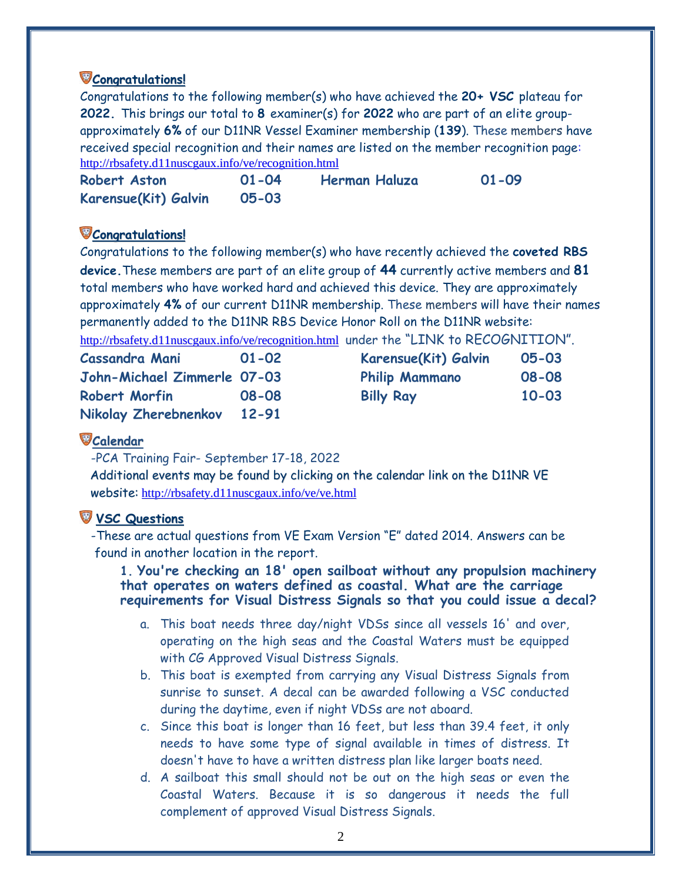## Congratulations!

Congratulations to the following member(s) who have achieved the **20+ VSC** plateau for **2022.** This brings our total to **8** examiner(s) for **2022** who are part of an elite group- approximately **6%** of our D11NR Vessel Examiner membership (**139**). These members have received special recognition and their names are listed on the member recognition page: http://rbsafety.d11nuscgaux.info/ve/recognition.html

| | | | |
|---|---|---|---|
| **Robert Aston** | **01-04** | **Herman Haluza** | **01-09** |
| **Karensue(Kit) Galvin** | **05-03** | | |

## Congratulations!

Congratulations to the following member(s) who have recently achieved the **coveted RBS device.** These members are part of an elite group of **44** currently active members and **81** total members who have worked hard and achieved this device. They are approximately approximately **4%** of our current D11NR membership. These members will have their names permanently added to the D11NR RBS Device Honor Roll on the D11NR website: http://rbsafety.d11nuscgaux.info/ve/recognition.html under the "LINK to RECOGNITION".

| | | | |
|---|---|---|---|
| **Cassandra Mani** | **01-02** | **Karensue(Kit) Galvin** | **05-03** |
| **John-Michael Zimmerle** | **07-03** | **Philip Mammano** | **08-08** |
| **Robert Morfin** | **08-08** | **Billy Ray** | **10-03** |
| **Nikolay Zherebnenkov** | **12-91** | | |

## Calendar

-PCA Training Fair- September 17-18, 2022

Additional events may be found by clicking on the calendar link on the D11NR VE website: http://rbsafety.d11nuscgaux.info/ve/ve.html

## VSC Questions

-These are actual questions from VE Exam Version "E" dated 2014. Answers can be found in another location in the report.

**1. You're checking an 18' open sailboat without any propulsion machinery that operates on waters defined as coastal. What are the carriage requirements for Visual Distress Signals so that you could issue a decal?**

a. This boat needs three day/night VDSs since all vessels 16' and over, operating on the high seas and the Coastal Waters must be equipped with CG Approved Visual Distress Signals.

b. This boat is exempted from carrying any Visual Distress Signals from sunrise to sunset. A decal can be awarded following a VSC conducted during the daytime, even if night VDSs are not aboard.

c. Since this boat is longer than 16 feet, but less than 39.4 feet, it only needs to have some type of signal available in times of distress. It doesn't have to have a written distress plan like larger boats need.

d. A sailboat this small should not be out on the high seas or even the Coastal Waters. Because it is so dangerous it needs the full complement of approved Visual Distress Signals.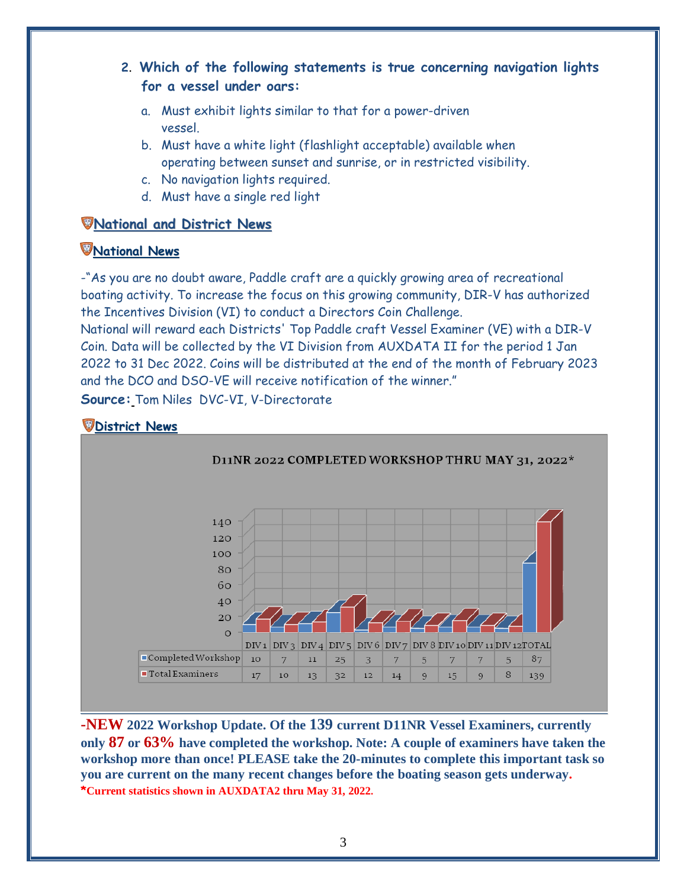2. **Which of the following statements is true concerning navigation lights for a vessel under oars:**

   a. Must exhibit lights similar to that for a power-driven vessel.
   b. Must have a white light (flashlight acceptable) available when operating between sunset and sunrise, or in restricted visibility.
   c. No navigation lights required.
   d. Must have a single red light

## National and District News

### National News

-"As you are no doubt aware, Paddle craft are a quickly growing area of recreational boating activity. To increase the focus on this growing community, DIR-V has authorized the Incentives Division (VI) to conduct a Directors Coin Challenge.
National will reward each Districts' Top Paddle craft Vessel Examiner (VE) with a DIR-V Coin. Data will be collected by the VI Division from AUXDATA II for the period 1 Jan 2022 to 31 Dec 2022. Coins will be distributed at the end of the month of February 2023 and the DCO and DSO-VE will receive notification of the winner."

**Source:** Tom Niles DVC-VI, V-Directorate

### District News

**D11NR 2022 COMPLETED WORKSHOP THRU MAY 31, 2022\***

| | DIV 1 | DIV 3 | DIV 4 | DIV 5 | DIV 6 | DIV 7 | DIV 8 | DIV 10 | DIV 11 | DIV 12 | TOTAL |
|---|---|---|---|---|---|---|---|---|---|---|---|
| Completed Workshop | 10 | 7 | 11 | 25 | 3 | 7 | 5 | 7 | 7 | 5 | 87 |
| Total Examiners | 17 | 10 | 13 | 32 | 12 | 14 | 9 | 15 | 9 | 8 | 139 |

**-NEW 2022 Workshop Update. Of the 139 current D11NR Vessel Examiners, currently only 87 or 63% have completed the workshop. Note: A couple of examiners have taken the workshop more than once! PLEASE take the 20-minutes to complete this important task so you are current on the many recent changes before the boating season gets underway.**

**\*Current statistics shown in AUXDATA2 thru May 31, 2022.**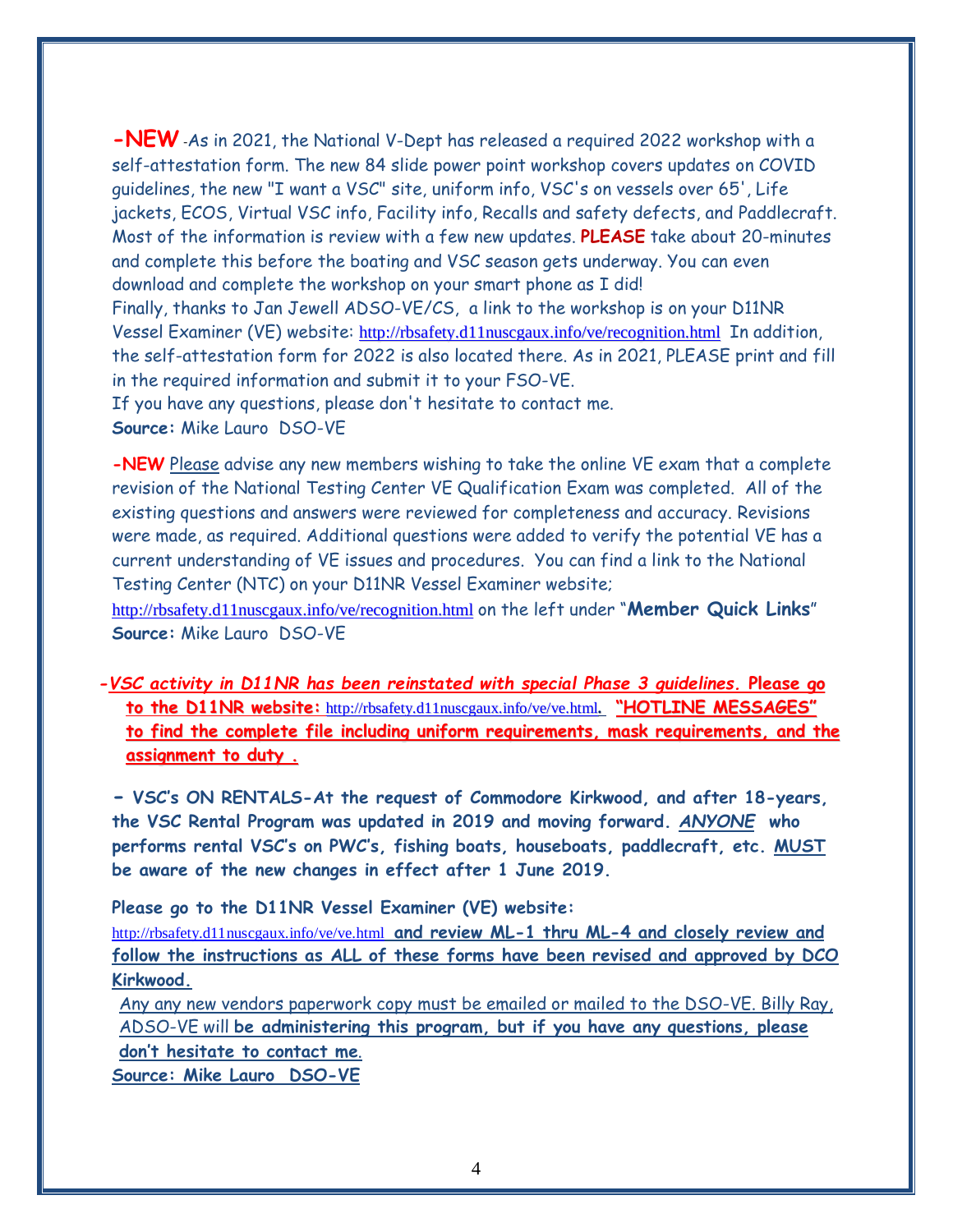**-NEW** -As in 2021, the National V-Dept has released a required 2022 workshop with a self-attestation form. The new 84 slide power point workshop covers updates on COVID guidelines, the new "I want a VSC" site, uniform info, VSC's on vessels over 65', Life jackets, ECOS, Virtual VSC info, Facility info, Recalls and safety defects, and Paddlecraft. Most of the information is review with a few new updates. **PLEASE** take about 20-minutes and complete this before the boating and VSC season gets underway. You can even download and complete the workshop on your smart phone as I did!
Finally, thanks to Jan Jewell ADSO-VE/CS, a link to the workshop is on your D11NR Vessel Examiner (VE) website: http://rbsafety.d11nuscgaux.info/ve/recognition.html In addition, the self-attestation form for 2022 is also located there. As in 2021, PLEASE print and fill in the required information and submit it to your FSO-VE.
If you have any questions, please don't hesitate to contact me.
**Source:** Mike Lauro DSO-VE

**-NEW** Please advise any new members wishing to take the online VE exam that a complete revision of the National Testing Center VE Qualification Exam was completed. All of the existing questions and answers were reviewed for completeness and accuracy. Revisions were made, as required. Additional questions were added to verify the potential VE has a current understanding of VE issues and procedures. You can find a link to the National Testing Center (NTC) on your D11NR Vessel Examiner website;
http://rbsafety.d11nuscgaux.info/ve/recognition.html on the left under "**Member Quick Links**"
**Source:** Mike Lauro DSO-VE

***-VSC activity in D11NR has been reinstated with special Phase 3 guidelines.* Please go to the D11NR website:** http://rbsafety.d11nuscgaux.info/ve/ve.html. **"HOTLINE MESSAGES" to find the complete file including uniform requirements, mask requirements, and the assignment to duty .**

**- VSC's ON RENTALS-At the request of Commodore Kirkwood, and after 18-years, the VSC Rental Program was updated in 2019 and moving forward. *ANYONE* who performs rental VSC's on PWC's, fishing boats, houseboats, paddlecraft, etc. MUST be aware of the new changes in effect after 1 June 2019.**

**Please go to the D11NR Vessel Examiner (VE) website:**
http://rbsafety.d11nuscgaux.info/ve/ve.html **and review ML-1 thru ML-4 and closely review and follow the instructions as ALL of these forms have been revised and approved by DCO Kirkwood.**

Any any new vendors paperwork copy must be emailed or mailed to the DSO-VE. Billy Ray, ADSO-VE will **be administering this program, but if you have any questions, please don't hesitate to contact me**.
**Source: Mike Lauro DSO-VE**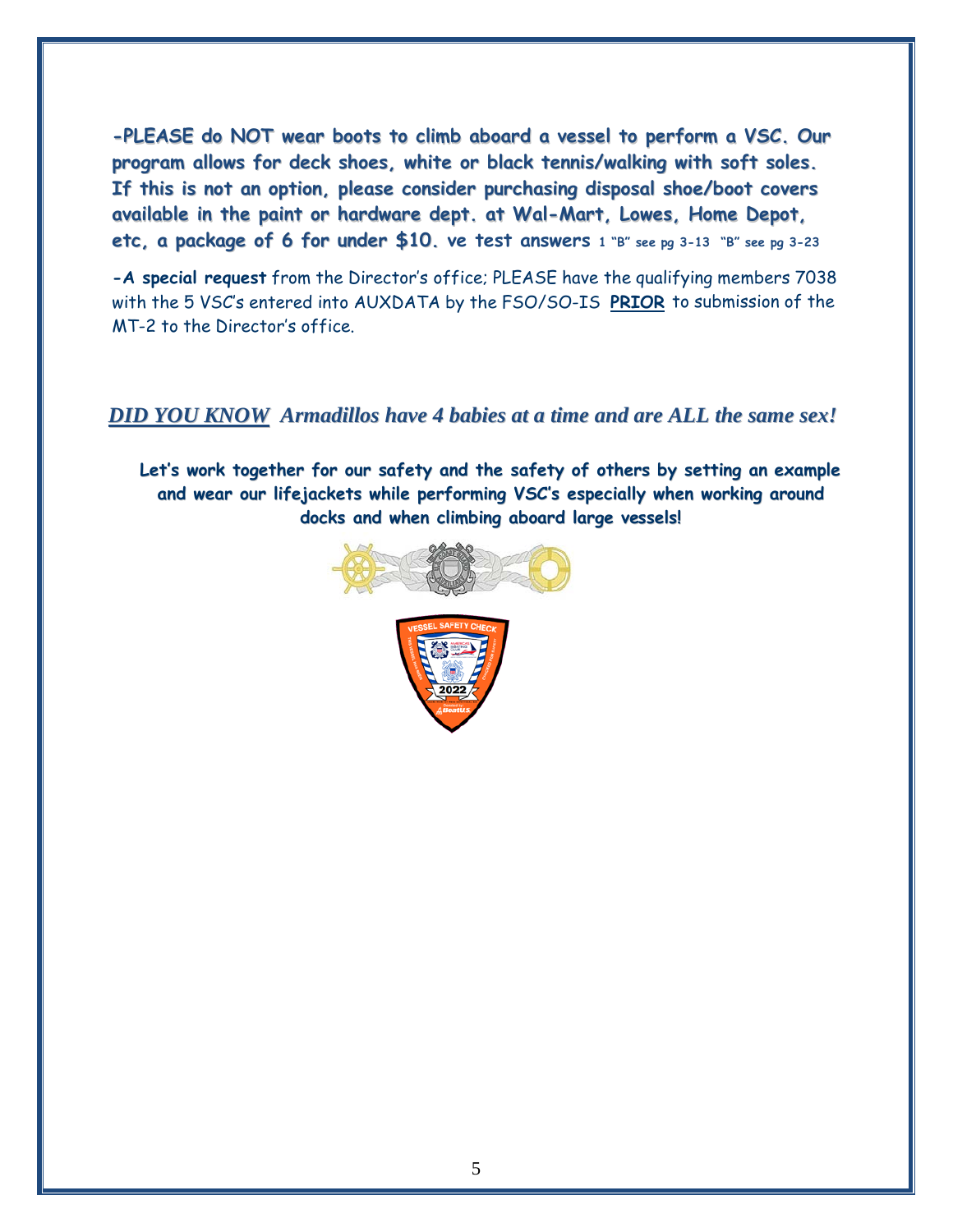**-PLEASE do NOT wear boots to climb aboard a vessel to perform a VSC. Our program allows for deck shoes, white or black tennis/walking with soft soles. If this is not an option, please consider purchasing disposal shoe/boot covers available in the paint or hardware dept. at Wal-Mart, Lowes, Home Depot, etc, a package of 6 for under $10. ve test answers 1 "B" see pg 3-13 "B" see pg 3-23**

**-A special request** from the Director's office; PLEASE have the qualifying members 7038 with the 5 VSC's entered into AUXDATA by the FSO/SO-IS **PRIOR** to submission of the MT-2 to the Director's office.

***DID YOU KNOW** Armadillos have 4 babies at a time and are ALL the same sex!*

**Let's work together for our safety and the safety of others by setting an example and wear our lifejackets while performing VSC's especially when working around docks and when climbing aboard large vessels!**